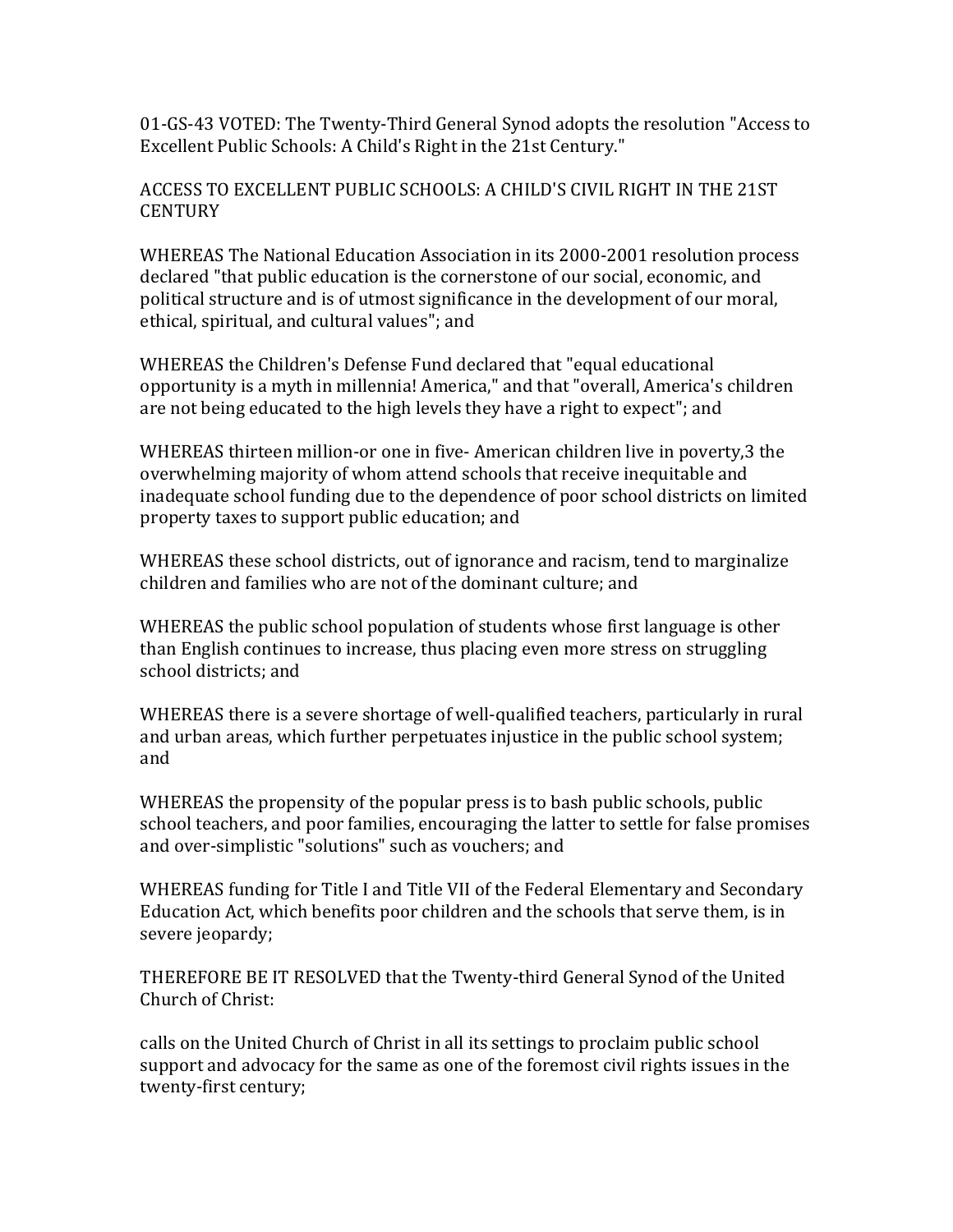01-GS-43 VOTED: The Twenty-Third General Synod adopts the resolution "Access to Excellent Public Schools: A Child's Right in the 21st Century."

## ACCESS TO EXCELLENT PUBLIC SCHOOLS: A CHILD'S CIVIL RIGHT IN THE 21ST CENTURY

WHEREAS The National Education Association in its 2000-2001 resolution process declared "that public education is the cornerstone of our social, economic, and political structure and is of utmost significance in the development of our moral, ethical, spiritual, and cultural values"; and

WHEREAS the Children's Defense Fund declared that "equal educational opportunity is a myth in millennia! America," and that "overall, America's children are not being educated to the high levels they have a right to expect"; and

WHEREAS thirteen million-or one in five- American children live in poverty,3 the overwhelming majority of whom attend schools that receive inequitable and inadequate school funding due to the dependence of poor school districts on limited property taxes to support public education; and

WHEREAS these school districts, out of ignorance and racism, tend to marginalize children and families who are not of the dominant culture; and

WHEREAS the public school population of students whose first language is other than English continues to increase, thus placing even more stress on struggling school districts; and

WHEREAS there is a severe shortage of well-qualified teachers, particularly in rural and urban areas, which further perpetuates injustice in the public school system; and

WHEREAS the propensity of the popular press is to bash public schools, public school teachers, and poor families, encouraging the latter to settle for false promises and over-simplistic "solutions" such as vouchers; and

WHEREAS funding for Title I and Title VII of the Federal Elementary and Secondary Education Act, which benefits poor children and the schools that serve them, is in severe jeopardy;

THEREFORE BE IT RESOLVED that the Twenty-third General Synod of the United Church of Christ:

calls on the United Church of Christ in all its settings to proclaim public school support and advocacy for the same as one of the foremost civil rights issues in the twenty-first century;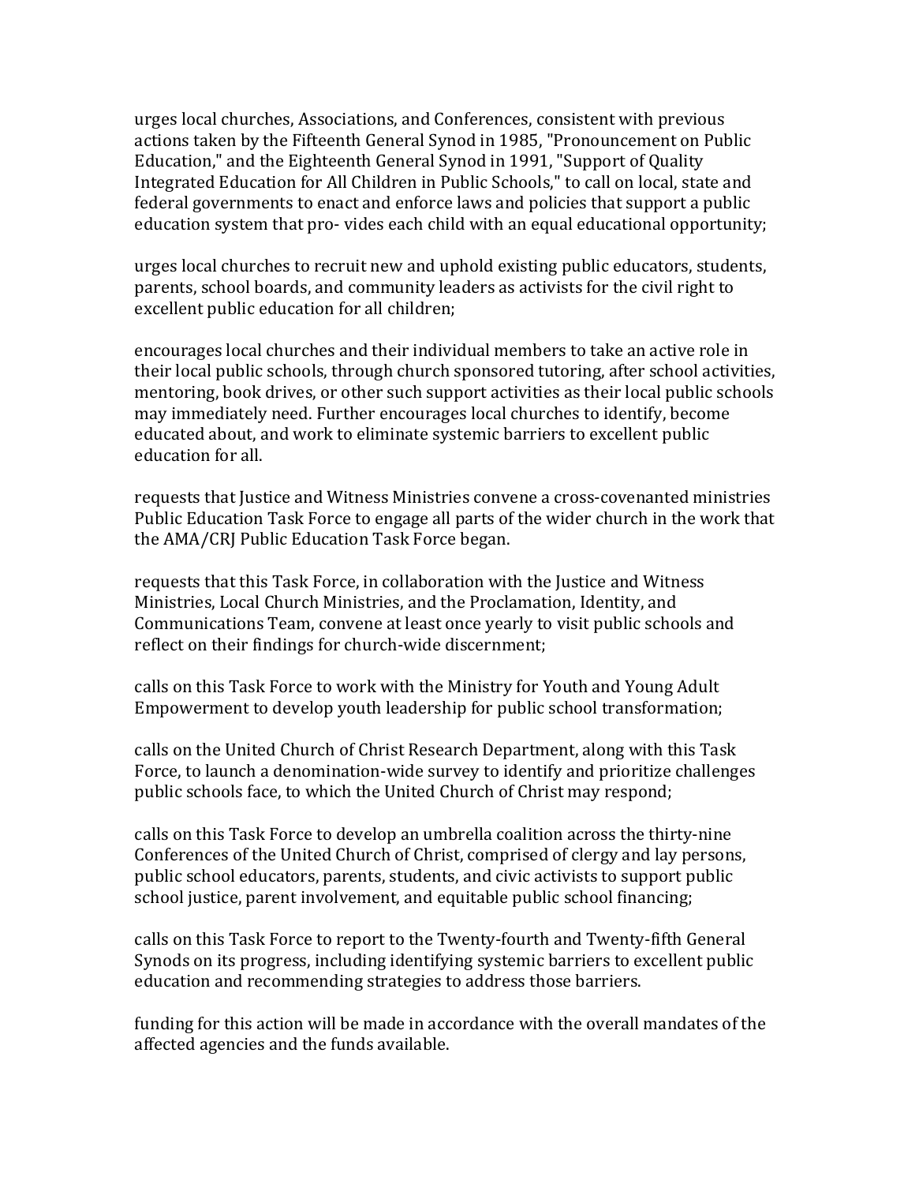urges local churches, Associations, and Conferences, consistent with previous actions taken by the Fifteenth General Synod in 1985, "Pronouncement on Public Education," and the Eighteenth General Synod in 1991, "Support of Quality Integrated Education for All Children in Public Schools," to call on local, state and federal governments to enact and enforce laws and policies that support a public education system that pro- vides each child with an equal educational opportunity;

urges local churches to recruit new and uphold existing public educators, students, parents, school boards, and community leaders as activists for the civil right to excellent public education for all children;

encourages local churches and their individual members to take an active role in their local public schools, through church sponsored tutoring, after school activities, mentoring, book drives, or other such support activities as their local public schools may immediately need. Further encourages local churches to identify, become educated about, and work to eliminate systemic barriers to excellent public education for all.

requests that Justice and Witness Ministries convene a cross-covenanted ministries Public Education Task Force to engage all parts of the wider church in the work that the AMA/CRJ Public Education Task Force began.

requests that this Task Force, in collaboration with the Justice and Witness Ministries, Local Church Ministries, and the Proclamation, Identity, and Communications Team, convene at least once yearly to visit public schools and reflect on their findings for church-wide discernment;

calls on this Task Force to work with the Ministry for Youth and Young Adult Empowerment to develop youth leadership for public school transformation;

calls on the United Church of Christ Research Department, along with this Task Force, to launch a denomination-wide survey to identify and prioritize challenges public schools face, to which the United Church of Christ may respond;

calls on this Task Force to develop an umbrella coalition across the thirty-nine Conferences of the United Church of Christ, comprised of clergy and lay persons, public school educators, parents, students, and civic activists to support public school justice, parent involvement, and equitable public school financing;

calls on this Task Force to report to the Twenty-fourth and Twenty-fifth General Synods on its progress, including identifying systemic barriers to excellent public education and recommending strategies to address those barriers.

funding for this action will be made in accordance with the overall mandates of the affected agencies and the funds available.